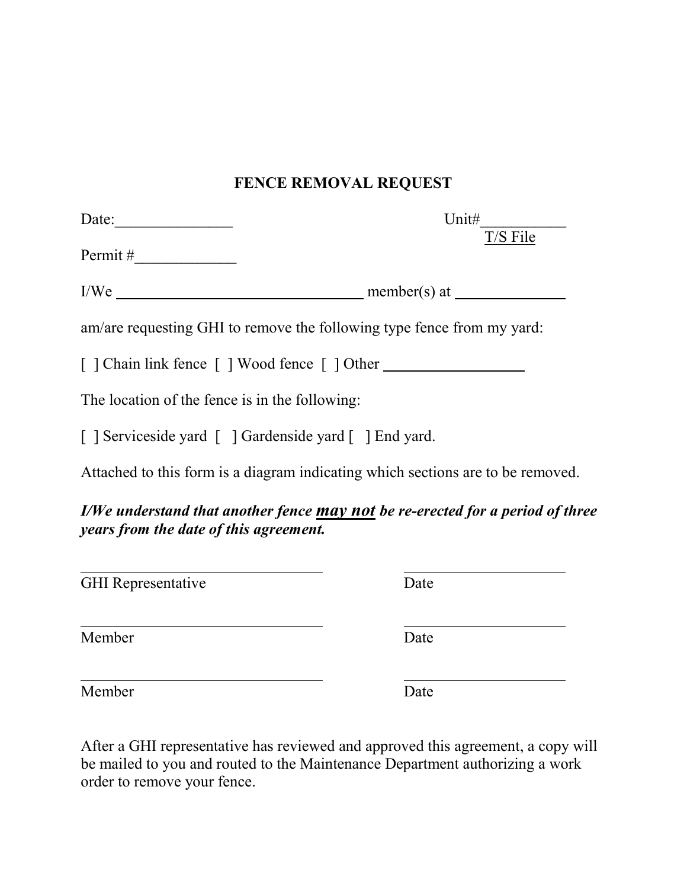# FENCE REMOVAL REQUEST

Date:_______________ Unit#___________

T/S File

Permit #_____________

I/We _________________________________ member(s) at ______________

am/are requesting GHI to remove the following type fence from my yard:

[ ] Chain link fence [ ] Wood fence [ ] Other ___________________

The location of the fence is in the following:

[ ] Serviceside yard [ ] Gardenside yard [ ] End yard.

Attached to this form is a diagram indicating which sections are to be removed.

***I/We understand that another fence <u>may not</u> be re-erected for a period of three years from the date of this agreement.***

_________________________________ ______________________

GHI Representative Date

_________________________________ ______________________

Member Date

_________________________________ ______________________

Member Date

After a GHI representative has reviewed and approved this agreement, a copy will be mailed to you and routed to the Maintenance Department authorizing a work order to remove your fence.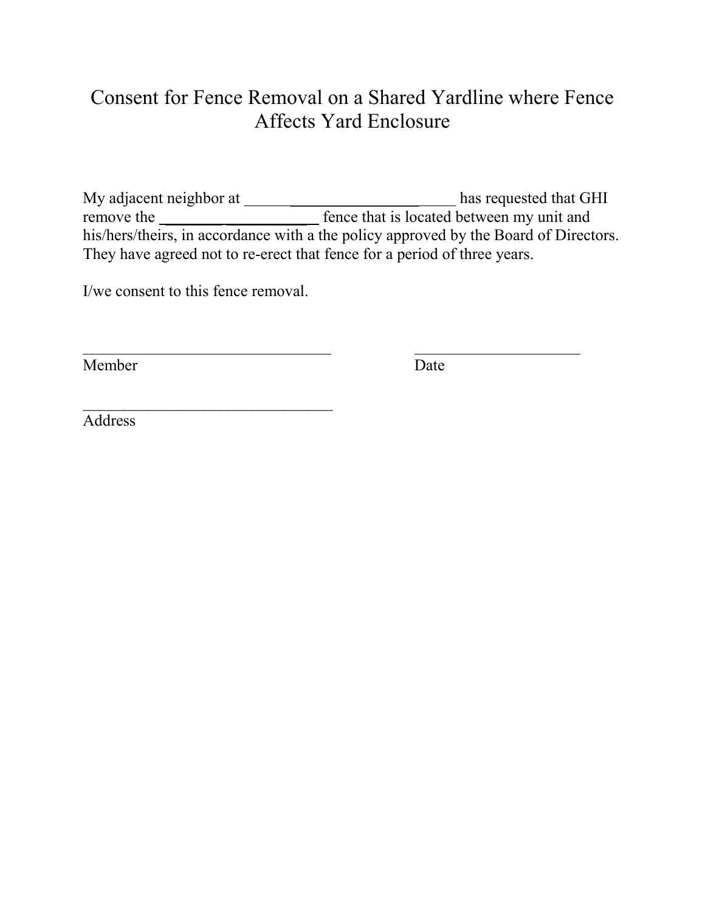# Consent for Fence Removal on a Shared Yardline where Fence Affects Yard Enclosure

My adjacent neighbor at ____________________________ has requested that GHI remove the ____________________ fence that is located between my unit and his/hers/theirs, in accordance with a the policy approved by the Board of Directors. They have agreed not to re-erect that fence for a period of three years.

I/we consent to this fence removal.

________________________________ ______________________

Member Date

________________________________

Address